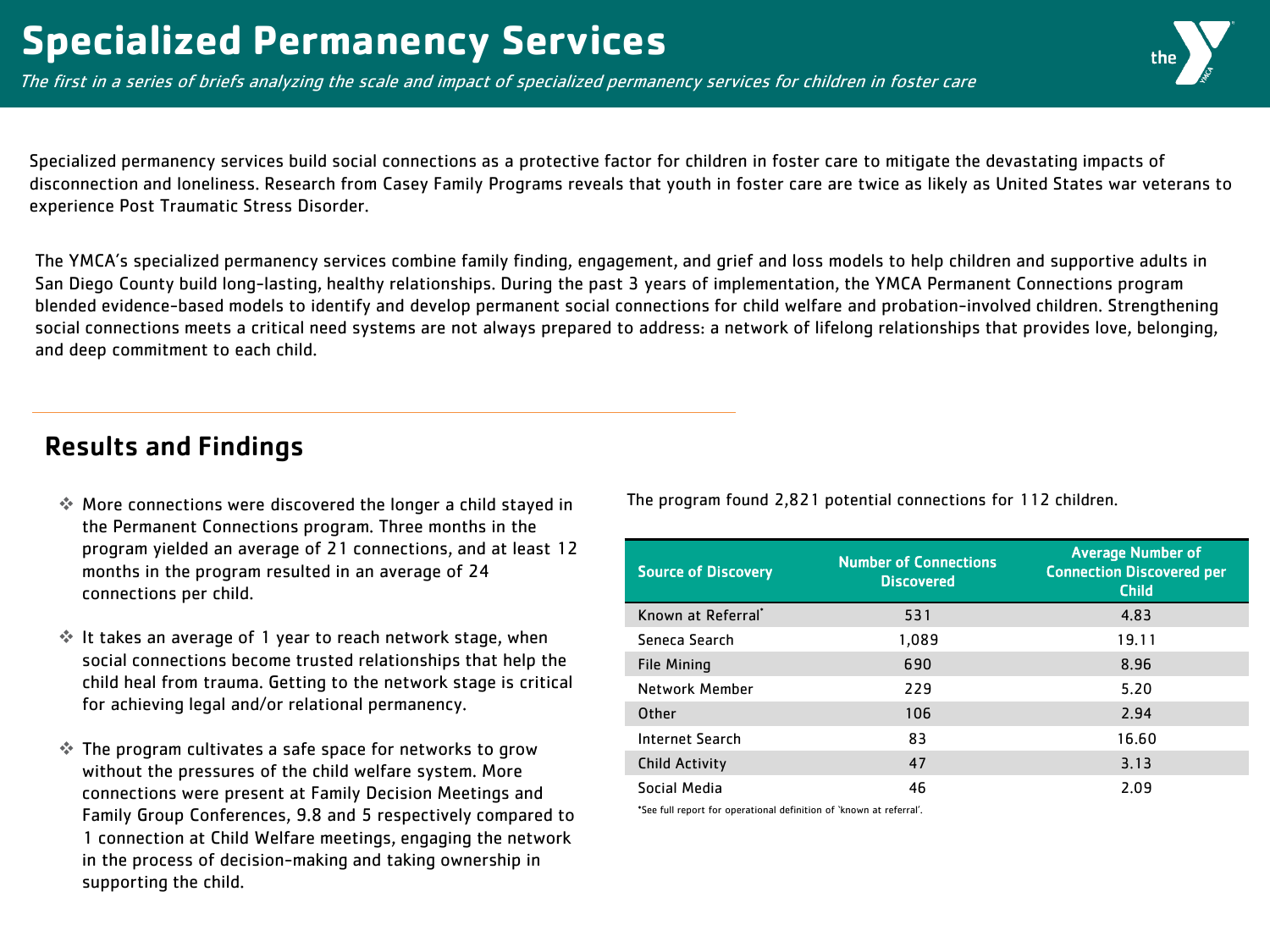# Specialized Permanency Services

*The first in a series of briefs analyzing the scale and impact of specialized permanency services for children in foster care*

Specialized permanency services build social connections as a protective factor for children in foster care to mitigate the devastating impacts of disconnection and loneliness. Research from Casey Family Programs reveals that youth in foster care are twice as likely as United States war veterans to experience Post Traumatic Stress Disorder.

The YMCA's specialized permanency services combine family finding, engagement, and grief and loss models to help children and supportive adults in San Diego County build long-lasting, healthy relationships. During the past 3 years of implementation, the YMCA Permanent Connections program blended evidence-based models to identify and develop permanent social connections for child welfare and probation-involved children. Strengthening social connections meets a critical need systems are not always prepared to address: a network of lifelong relationships that provides love, belonging, and deep commitment to each child.

## Results and Findings

- More connections were discovered the longer a child stayed in the Permanent Connections program. Three months in the program yielded an average of 21 connections, and at least 12 months in the program resulted in an average of 24 connections per child.
- It takes an average of 1 year to reach network stage, when social connections become trusted relationships that help the child heal from trauma. Getting to the network stage is critical for achieving legal and/or relational permanency.
- The program cultivates a safe space for networks to grow without the pressures of the child welfare system. More connections were present at Family Decision Meetings and Family Group Conferences, 9.8 and 5 respectively compared to 1 connection at Child Welfare meetings, engaging the network in the process of decision-making and taking ownership in supporting the child.

The program found 2,821 potential connections for 112 children.

| Source of Discovery | Number of Connections Discovered | Average Number of Connection Discovered per Child |
|---|---|---|
| Known at Referral* | 531 | 4.83 |
| Seneca Search | 1,089 | 19.11 |
| File Mining | 690 | 8.96 |
| Network Member | 229 | 5.20 |
| Other | 106 | 2.94 |
| Internet Search | 83 | 16.60 |
| Child Activity | 47 | 3.13 |
| Social Media | 46 | 2.09 |

*See full report for operational definition of 'known at referral'.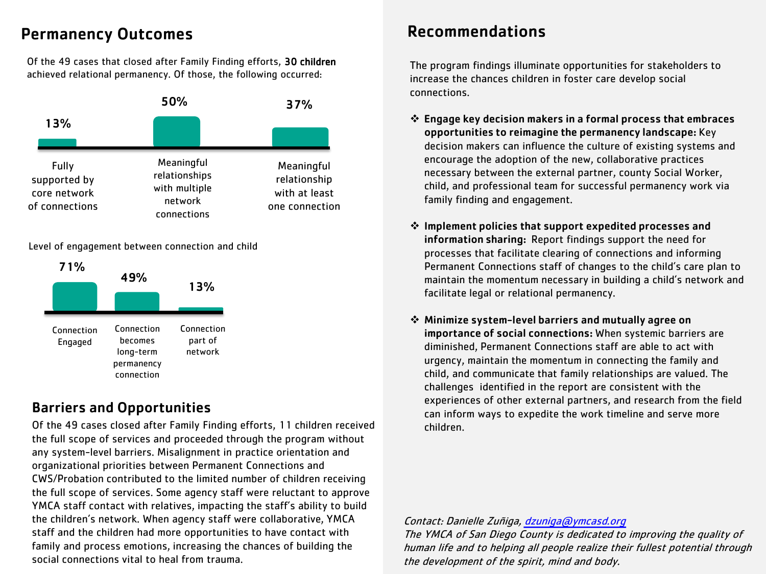## Permanency Outcomes

Of the 49 cases that closed after Family Finding efforts, **30 children** achieved relational permanency. Of those, the following occurred:

13%
Fully supported by core network of connections

50%
Meaningful relationships with multiple network connections

37%
Meaningful relationship with at least one connection

Level of engagement between connection and child

71%
Connection Engaged

49%
Connection becomes long-term permanency connection

13%
Connection part of network

## Barriers and Opportunities

Of the 49 cases closed after Family Finding efforts, 11 children received the full scope of services and proceeded through the program without any system-level barriers. Misalignment in practice orientation and organizational priorities between Permanent Connections and CWS/Probation contributed to the limited number of children receiving the full scope of services. Some agency staff were reluctant to approve YMCA staff contact with relatives, impacting the staff's ability to build the children's network. When agency staff were collaborative, YMCA staff and the children had more opportunities to have contact with family and process emotions, increasing the chances of building the social connections vital to heal from trauma.

## Recommendations

The program findings illuminate opportunities for stakeholders to increase the chances children in foster care develop social connections.

- **Engage key decision makers in a formal process that embraces opportunities to reimagine the permanency landscape:** Key decision makers can influence the culture of existing systems and encourage the adoption of the new, collaborative practices necessary between the external partner, county Social Worker, child, and professional team for successful permanency work via family finding and engagement.

- **Implement policies that support expedited processes and information sharing:** Report findings support the need for processes that facilitate clearing of connections and informing Permanent Connections staff of changes to the child's care plan to maintain the momentum necessary in building a child's network and facilitate legal or relational permanency.

- **Minimize system-level barriers and mutually agree on importance of social connections:** When systemic barriers are diminished, Permanent Connections staff are able to act with urgency, maintain the momentum in connecting the family and child, and communicate that family relationships are valued. The challenges identified in the report are consistent with the experiences of other external partners, and research from the field can inform ways to expedite the work timeline and serve more children.

*Contact: Danielle Zuñiga, [dzuniga@ymcasd.org](mailto:dzuniga@ymcasd.org)*
*The YMCA of San Diego County is dedicated to improving the quality of human life and to helping all people realize their fullest potential through the development of the spirit, mind and body.*